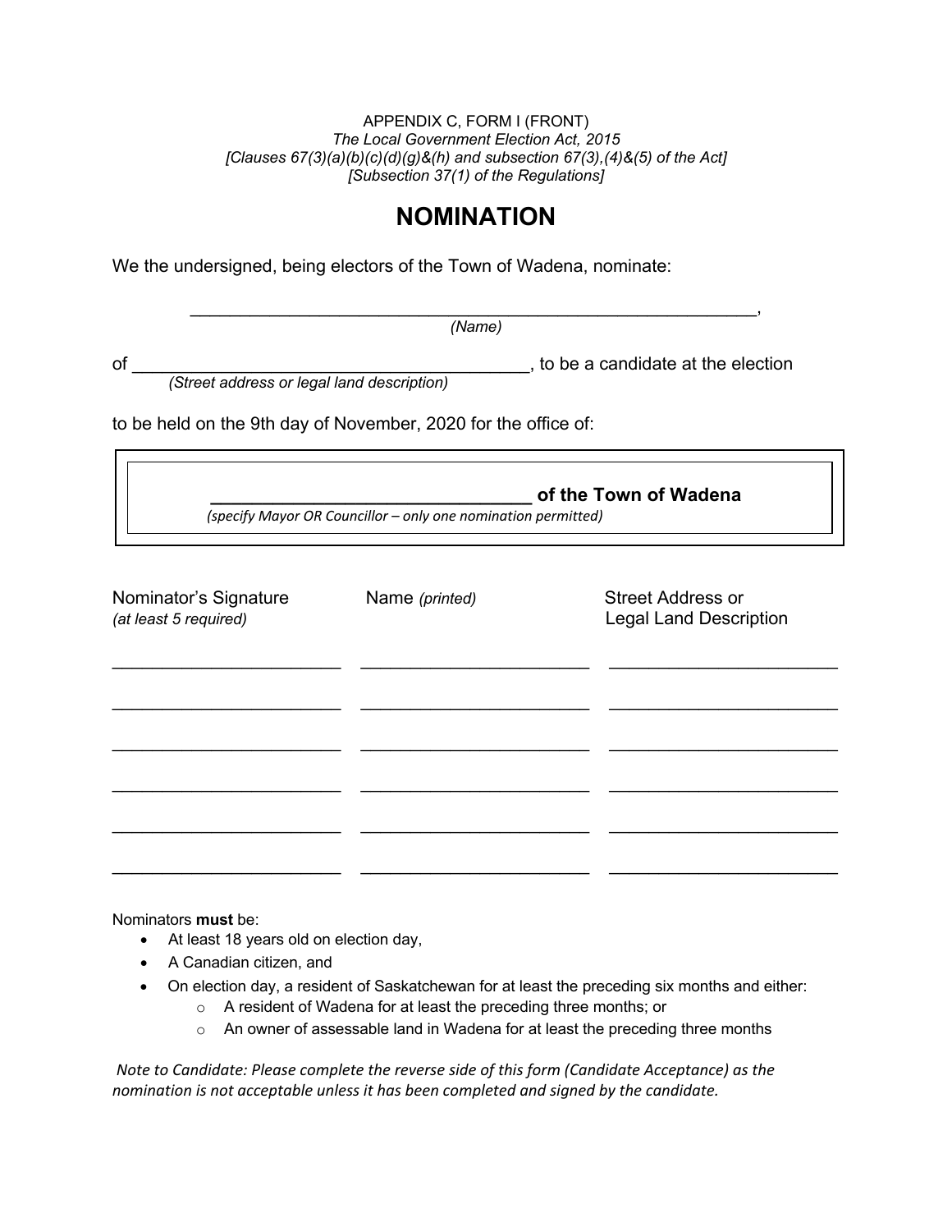APPENDIX C, FORM I (FRONT)
*The Local Government Election Act, 2015*
*[Clauses 67(3)(a)(b)(c)(d)(g)&(h) and subsection 67(3),(4)&(5) of the Act]*
*[Subsection 37(1) of the Regulations]*

# NOMINATION

We the undersigned, being electors of the Town of Wadena, nominate:

_______________________________________________________________,
*(Name)*

of ____________________________________________, to be a candidate at the election
*(Street address or legal land description)*

to be held on the 9th day of November, 2020 for the office of:

**______________________________ of the Town of Wadena**
*(specify Mayor OR Councillor – only one nomination permitted)*

| Nominator's Signature *(at least 5 required)* | Name *(printed)* | Street Address or Legal Land Description |
| --- | --- | --- |
| | | |
| | | |
| | | |
| | | |
| | | |
| | | |

Nominators **must** be:

- At least 18 years old on election day,
- A Canadian citizen, and
- On election day, a resident of Saskatchewan for at least the preceding six months and either:
  - A resident of Wadena for at least the preceding three months; or
  - An owner of assessable land in Wadena for at least the preceding three months

*Note to Candidate: Please complete the reverse side of this form (Candidate Acceptance) as the nomination is not acceptable unless it has been completed and signed by the candidate.*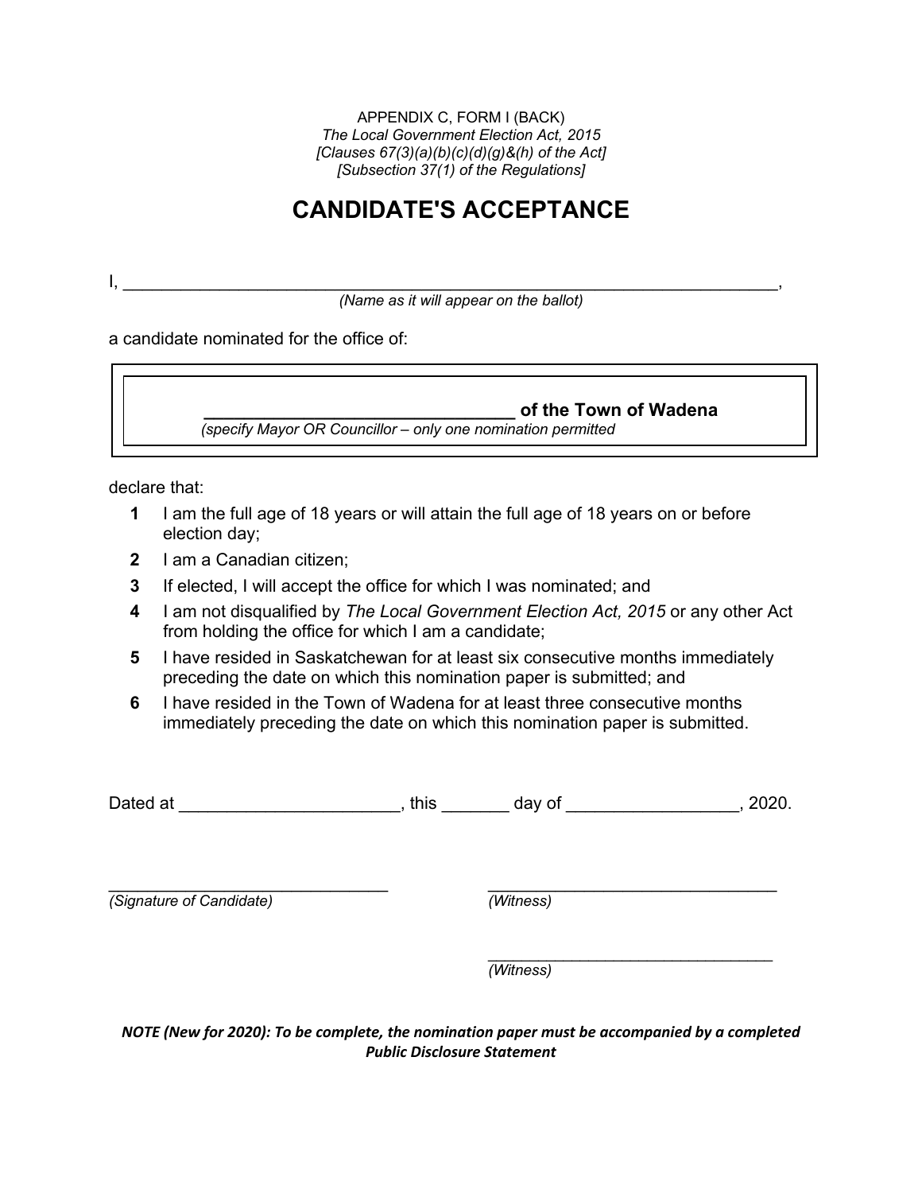APPENDIX C, FORM I (BACK)
*The Local Government Election Act, 2015*
*[Clauses 67(3)(a)(b)(c)(d)(g)&(h) of the Act]*
*[Subsection 37(1) of the Regulations]*

# CANDIDATE'S ACCEPTANCE

I, ______________________________________________________________________________,
*(Name as it will appear on the ballot)*

a candidate nominated for the office of:

**________________________________ of the Town of Wadena**
*(specify Mayor OR Councillor – only one nomination permitted*

declare that:

1. I am the full age of 18 years or will attain the full age of 18 years on or before election day;
2. I am a Canadian citizen;
3. If elected, I will accept the office for which I was nominated; and
4. I am not disqualified by *The Local Government Election Act, 2015* or any other Act from holding the office for which I am a candidate;
5. I have resided in Saskatchewan for at least six consecutive months immediately preceding the date on which this nomination paper is submitted; and
6. I have resided in the Town of Wadena for at least three consecutive months immediately preceding the date on which this nomination paper is submitted.

Dated at ______________________, this _______ day of _________________, 2020.

________________________________
*(Signature of Candidate)*

________________________________
*(Witness)*

________________________________
*(Witness)*

***NOTE (New for 2020): To be complete, the nomination paper must be accompanied by a completed Public Disclosure Statement***